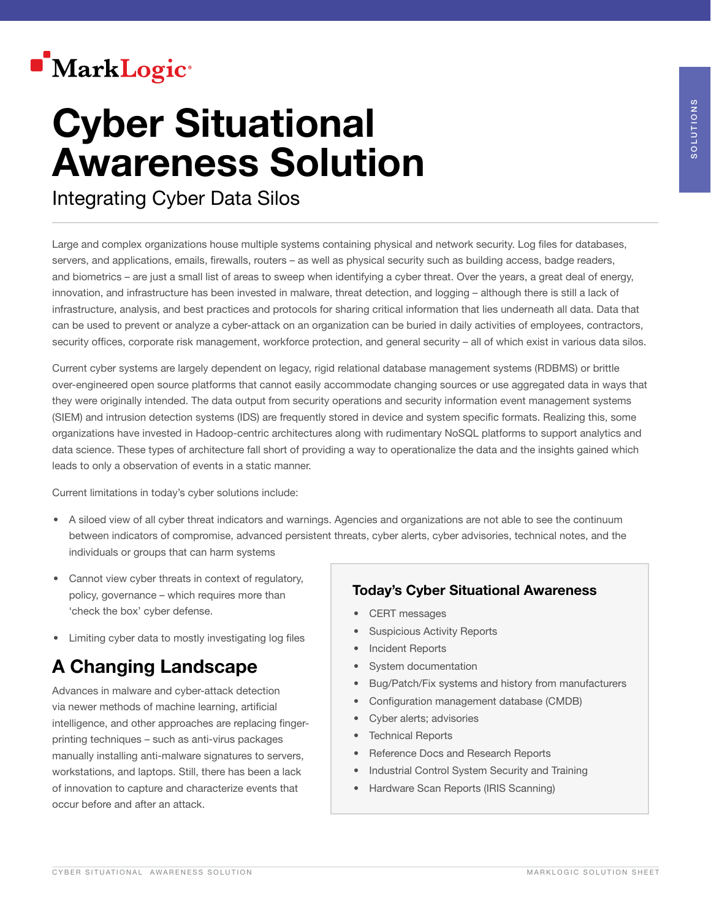MarkLogic

# Cyber Situational Awareness Solution

## Integrating Cyber Data Silos

Large and complex organizations house multiple systems containing physical and network security. Log files for databases, servers, and applications, emails, firewalls, routers – as well as physical security such as building access, badge readers, and biometrics – are just a small list of areas to sweep when identifying a cyber threat. Over the years, a great deal of energy, innovation, and infrastructure has been invested in malware, threat detection, and logging – although there is still a lack of infrastructure, analysis, and best practices and protocols for sharing critical information that lies underneath all data. Data that can be used to prevent or analyze a cyber-attack on an organization can be buried in daily activities of employees, contractors, security offices, corporate risk management, workforce protection, and general security – all of which exist in various data silos.

Current cyber systems are largely dependent on legacy, rigid relational database management systems (RDBMS) or brittle over-engineered open source platforms that cannot easily accommodate changing sources or use aggregated data in ways that they were originally intended. The data output from security operations and security information event management systems (SIEM) and intrusion detection systems (IDS) are frequently stored in device and system specific formats. Realizing this, some organizations have invested in Hadoop-centric architectures along with rudimentary NoSQL platforms to support analytics and data science. These types of architecture fall short of providing a way to operationalize the data and the insights gained which leads to only a observation of events in a static manner.

Current limitations in today's cyber solutions include:

- A siloed view of all cyber threat indicators and warnings. Agencies and organizations are not able to see the continuum between indicators of compromise, advanced persistent threats, cyber alerts, cyber advisories, technical notes, and the individuals or groups that can harm systems
- Cannot view cyber threats in context of regulatory, policy, governance – which requires more than 'check the box' cyber defense.
- Limiting cyber data to mostly investigating log files

## A Changing Landscape

Advances in malware and cyber-attack detection via newer methods of machine learning, artificial intelligence, and other approaches are replacing finger-printing techniques – such as anti-virus packages manually installing anti-malware signatures to servers, workstations, and laptops. Still, there has been a lack of innovation to capture and characterize events that occur before and after an attack.

### Today's Cyber Situational Awareness

- CERT messages
- Suspicious Activity Reports
- Incident Reports
- System documentation
- Bug/Patch/Fix systems and history from manufacturers
- Configuration management database (CMDB)
- Cyber alerts; advisories
- Technical Reports
- Reference Docs and Research Reports
- Industrial Control System Security and Training
- Hardware Scan Reports (IRIS Scanning)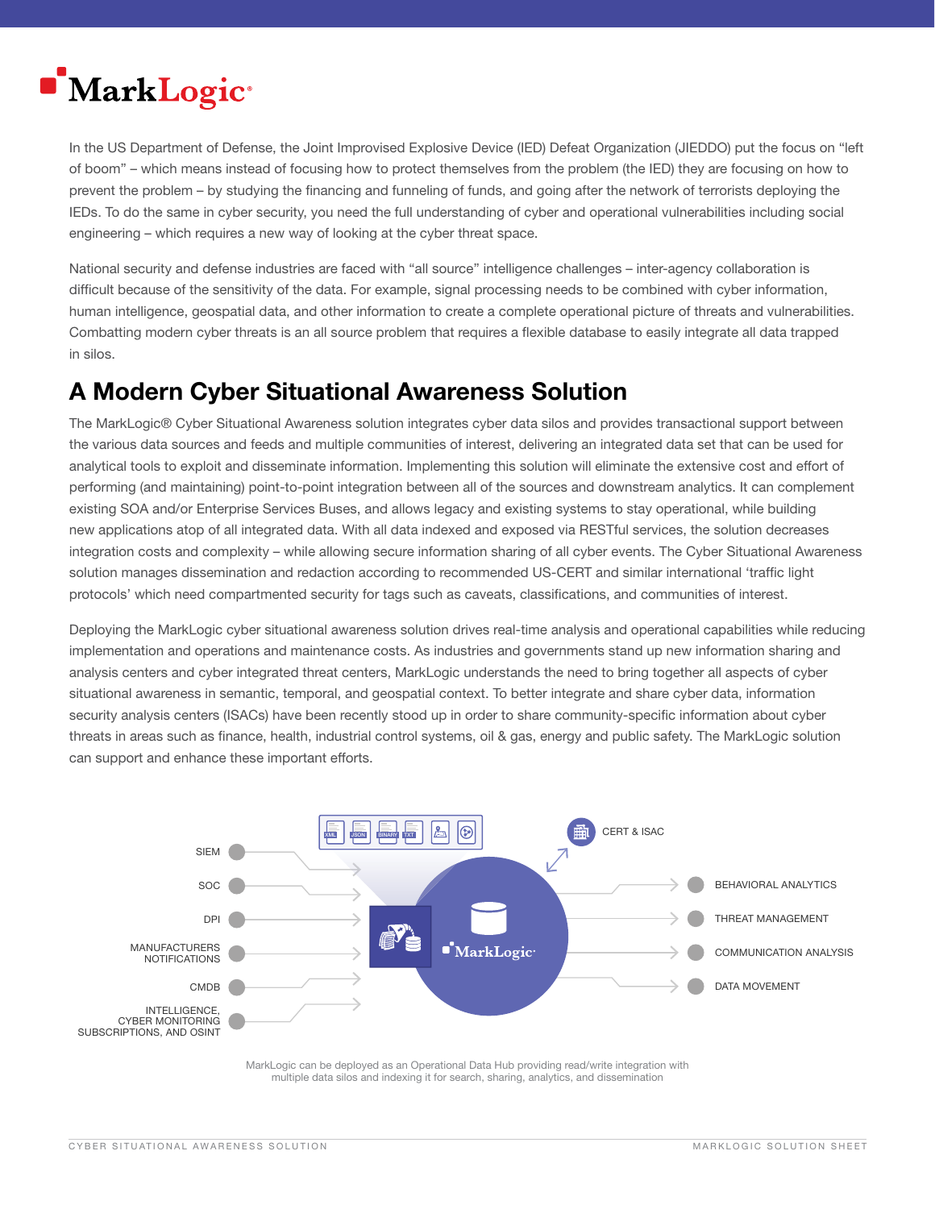In the US Department of Defense, the Joint Improvised Explosive Device (IED) Defeat Organization (JIEDDO) put the focus on "left of boom" – which means instead of focusing how to protect themselves from the problem (the IED) they are focusing on how to prevent the problem – by studying the financing and funneling of funds, and going after the network of terrorists deploying the IEDs. To do the same in cyber security, you need the full understanding of cyber and operational vulnerabilities including social engineering – which requires a new way of looking at the cyber threat space.

National security and defense industries are faced with "all source" intelligence challenges – inter-agency collaboration is difficult because of the sensitivity of the data. For example, signal processing needs to be combined with cyber information, human intelligence, geospatial data, and other information to create a complete operational picture of threats and vulnerabilities. Combatting modern cyber threats is an all source problem that requires a flexible database to easily integrate all data trapped in silos.

## A Modern Cyber Situational Awareness Solution

The MarkLogic® Cyber Situational Awareness solution integrates cyber data silos and provides transactional support between the various data sources and feeds and multiple communities of interest, delivering an integrated data set that can be used for analytical tools to exploit and disseminate information. Implementing this solution will eliminate the extensive cost and effort of performing (and maintaining) point-to-point integration between all of the sources and downstream analytics. It can complement existing SOA and/or Enterprise Services Buses, and allows legacy and existing systems to stay operational, while building new applications atop of all integrated data. With all data indexed and exposed via RESTful services, the solution decreases integration costs and complexity – while allowing secure information sharing of all cyber events. The Cyber Situational Awareness solution manages dissemination and redaction according to recommended US-CERT and similar international 'traffic light protocols' which need compartmented security for tags such as caveats, classifications, and communities of interest.

Deploying the MarkLogic cyber situational awareness solution drives real-time analysis and operational capabilities while reducing implementation and operations and maintenance costs. As industries and governments stand up new information sharing and analysis centers and cyber integrated threat centers, MarkLogic understands the need to bring together all aspects of cyber situational awareness in semantic, temporal, and geospatial context. To better integrate and share cyber data, information security analysis centers (ISACs) have been recently stood up in order to share community-specific information about cyber threats in areas such as finance, health, industrial control systems, oil & gas, energy and public safety. The MarkLogic solution can support and enhance these important efforts.

SIEM

SOC

DPI

MANUFACTURERS NOTIFICATIONS

CMDB

INTELLIGENCE, CYBER MONITORING SUBSCRIPTIONS, AND OSINT

CERT & ISAC

BEHAVIORAL ANALYTICS

THREAT MANAGEMENT

COMMUNICATION ANALYSIS

DATA MOVEMENT

MarkLogic can be deployed as an Operational Data Hub providing read/write integration with multiple data silos and indexing it for search, sharing, analytics, and dissemination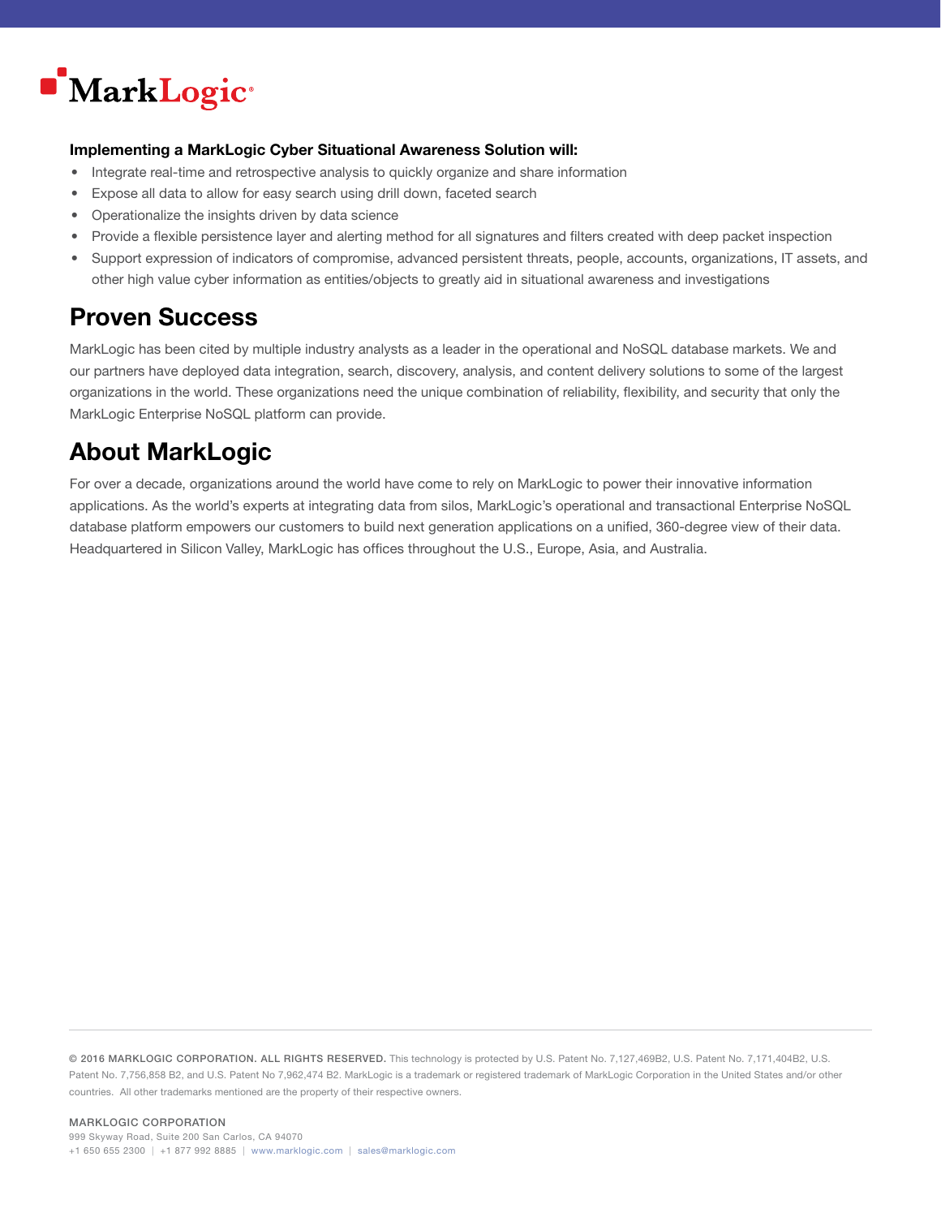**Implementing a MarkLogic Cyber Situational Awareness Solution will:**

- Integrate real-time and retrospective analysis to quickly organize and share information
- Expose all data to allow for easy search using drill down, faceted search
- Operationalize the insights driven by data science
- Provide a flexible persistence layer and alerting method for all signatures and filters created with deep packet inspection
- Support expression of indicators of compromise, advanced persistent threats, people, accounts, organizations, IT assets, and other high value cyber information as entities/objects to greatly aid in situational awareness and investigations

## Proven Success

MarkLogic has been cited by multiple industry analysts as a leader in the operational and NoSQL database markets. We and our partners have deployed data integration, search, discovery, analysis, and content delivery solutions to some of the largest organizations in the world. These organizations need the unique combination of reliability, flexibility, and security that only the MarkLogic Enterprise NoSQL platform can provide.

## About MarkLogic

For over a decade, organizations around the world have come to rely on MarkLogic to power their innovative information applications. As the world's experts at integrating data from silos, MarkLogic's operational and transactional Enterprise NoSQL database platform empowers our customers to build next generation applications on a unified, 360-degree view of their data. Headquartered in Silicon Valley, MarkLogic has offices throughout the U.S., Europe, Asia, and Australia.

**© 2016 MARKLOGIC CORPORATION. ALL RIGHTS RESERVED.** This technology is protected by U.S. Patent No. 7,127,469B2, U.S. Patent No. 7,171,404B2, U.S. Patent No. 7,756,858 B2, and U.S. Patent No 7,962,474 B2. MarkLogic is a trademark or registered trademark of MarkLogic Corporation in the United States and/or other countries. All other trademarks mentioned are the property of their respective owners.

MARKLOGIC CORPORATION
999 Skyway Road, Suite 200 San Carlos, CA 94070
+1 650 655 2300 | +1 877 992 8885 | www.marklogic.com | sales@marklogic.com